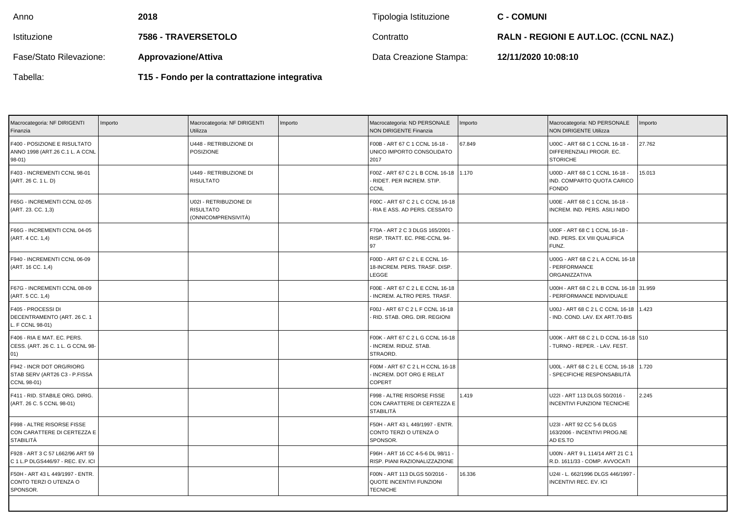| Anno | 2018 | Tipologia Istituzione | C - COMUNI |
|---|---|---|---|
| Istituzione | 7586 - TRAVERSETOLO | Contratto | RALN - REGIONI E AUT.LOC. (CCNL NAZ.) |
| Fase/Stato Rilevazione: | Approvazione/Attiva | Data Creazione Stampa: | 12/11/2020 10:08:10 |
| Tabella: | T15 - Fondo per la contrattazione integrativa | | |

| Macrocategoria: NF DIRIGENTI Finanzia | Importo | Macrocategoria: NF DIRIGENTI Utilizza | Importo | Macrocategoria: ND PERSONALE NON DIRIGENTE Finanzia | Importo | Macrocategoria: ND PERSONALE NON DIRIGENTE Utilizza | Importo |
|---|---|---|---|---|---|---|---|
| F400 - POSIZIONE E RISULTATO ANNO 1998 (ART.26 C.1 L. A CCNL 98-01) | | U448 - RETRIBUZIONE DI POSIZIONE | | F00B - ART 67 C 1 CCNL 16-18 - UNICO IMPORTO CONSOLIDATO 2017 | 67.849 | U00C - ART 68 C 1 CCNL 16-18 - DIFFERENZIALI PROGR. EC. STORICHE | 27.762 |
| F403 - INCREMENTI CCNL 98-01 (ART. 26 C. 1 L. D) | | U449 - RETRIBUZIONE DI RISULTATO | | F00Z - ART 67 C 2 L B CCNL 16-18 - RIDET. PER INCREM. STIP. CCNL | 1.170 | U00D - ART 68 C 1 CCNL 16-18 - IND. COMPARTO QUOTA CARICO FONDO | 15.013 |
| F65G - INCREMENTI CCNL 02-05 (ART. 23. CC. 1,3) | | U02I - RETRIBUZIONE DI RISULTATO (ONNICOMPRENSIVITÀ) | | F00C - ART 67 C 2 L C CCNL 16-18 - RIA E ASS. AD PERS. CESSATO | | U00E - ART 68 C 1 CCNL 16-18 - INCREM. IND. PERS. ASILI NIDO | |
| F66G - INCREMENTI CCNL 04-05 (ART. 4 CC. 1,4) | | | | F70A - ART 2 C 3 DLGS 165/2001 - RISP. TRATT. EC. PRE-CCNL 94-97 | | U00F - ART 68 C 1 CCNL 16-18 - IND. PERS. EX VIII QUALIFICA FUNZ. | |
| F940 - INCREMENTI CCNL 06-09 (ART. 16 CC. 1,4) | | | | F00D - ART 67 C 2 L E CCNL 16-18-INCREM. PERS. TRASF. DISP. LEGGE | | U00G - ART 68 C 2 L A CCNL 16-18 - PERFORMANCE ORGANIZZATIVA | |
| F67G - INCREMENTI CCNL 08-09 (ART. 5 CC. 1,4) | | | | F00E - ART 67 C 2 L E CCNL 16-18 - INCREM. ALTRO PERS. TRASF. | | U00H - ART 68 C 2 L B CCNL 16-18 - PERFORMANCE INDIVIDUALE | 31.959 |
| F405 - PROCESSI DI DECENTRAMENTO (ART. 26 C. 1 L. F CCNL 98-01) | | | | F00J - ART 67 C 2 L F CCNL 16-18 - RID. STAB. ORG. DIR. REGIONI | | U00J - ART 68 C 2 L C CCNL 16-18 - IND. COND. LAV. EX ART.70-BIS | 1.423 |
| F406 - RIA E MAT. EC. PERS. CESS. (ART. 26 C. 1 L. G CCNL 98-01) | | | | F00K - ART 67 C 2 L G CCNL 16-18 - INCREM. RIDUZ. STAB. STRAORD. | | U00K - ART 68 C 2 L D CCNL 16-18 - TURNO - REPER. - LAV. FEST. | 510 |
| F942 - INCR DOT ORG/RIORG STAB SERV (ART26 C3 - P.FISSA CCNL 98-01) | | | | F00M - ART 67 C 2 L H CCNL 16-18 - INCREM. DOT ORG E RELAT COPERT | | U00L - ART 68 C 2 L E CCNL 16-18 - SPECIFICHE RESPONSABILITÀ | 1.720 |
| F411 - RID. STABILE ORG. DIRIG. (ART. 26 C. 5 CCNL 98-01) | | | | F998 - ALTRE RISORSE FISSE CON CARATTERE DI CERTEZZA E STABILITÀ | 1.419 | U22I - ART 113 DLGS 50/2016 - INCENTIVI FUNZIONI TECNICHE | 2.245 |
| F998 - ALTRE RISORSE FISSE CON CARATTERE DI CERTEZZA E STABILITÀ | | | | F50H - ART 43 L 449/1997 - ENTR. CONTO TERZI O UTENZA O SPONSOR. | | U23I - ART 92 CC 5-6 DLGS 163/2006 - INCENTIVI PROG.NE AD ES.TO | |
| F928 - ART 3 C 57 L662/96 ART 59 C 1 L.P DLGS446/97 - REC. EV. ICI | | | | F96H - ART 16 CC 4-5-6 DL 98/11 - RISP. PIANI RAZIONALIZZAZIONE | | U00N - ART 9 L 114/14 ART 21 C 1 R.D. 1611/33 - COMP. AVVOCATI | |
| F50H - ART 43 L 449/1997 - ENTR. CONTO TERZI O UTENZA O SPONSOR. | | | | F00N - ART 113 DLGS 50/2016 - QUOTE INCENTIVI FUNZIONI TECNICHE | 16.336 | U24I - L. 662/1996 DLGS 446/1997 - INCENTIVI REC. EV. ICI | |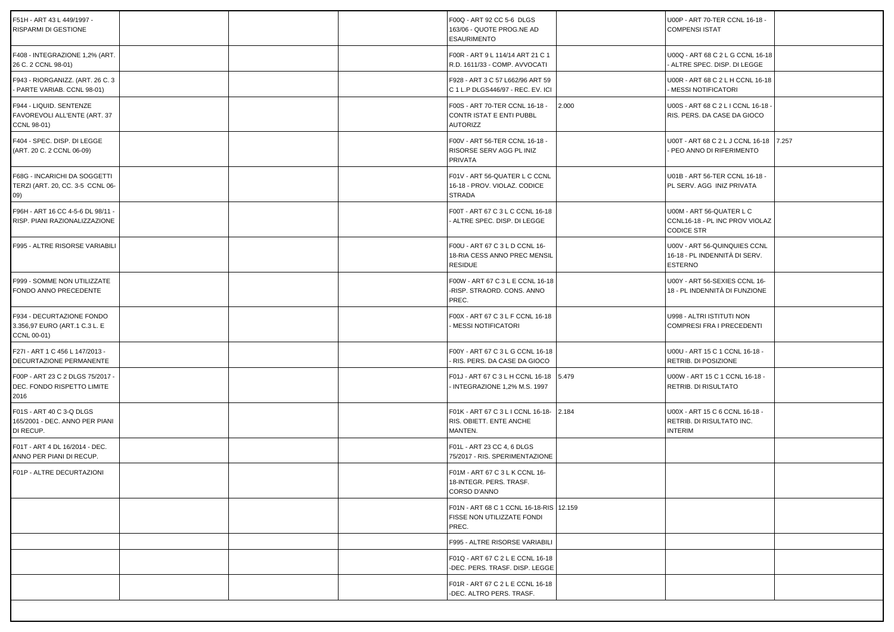| F51H - ART 43 L 449/1997 - RISPARMI DI GESTIONE | | | | F00Q - ART 92 CC 5-6 DLGS 163/06 - QUOTE PROG.NE AD ESAURIMENTO | | U00P - ART 70-TER CCNL 16-18 - COMPENSI ISTAT | |
|---|---|---|---|---|---|---|---|
| F408 - INTEGRAZIONE 1,2% (ART. 26 C. 2 CCNL 98-01) | | | | F00R - ART 9 L 114/14 ART 21 C 1 R.D. 1611/33 - COMP. AVVOCATI | | U00Q - ART 68 C 2 L G CCNL 16-18 - ALTRE SPEC. DISP. DI LEGGE | |
| F943 - RIORGANIZZ. (ART. 26 C. 3 - PARTE VARIAB. CCNL 98-01) | | | | F928 - ART 3 C 57 L662/96 ART 59 C 1 L.P DLGS446/97 - REC. EV. ICI | | U00R - ART 68 C 2 L H CCNL 16-18 - MESSI NOTIFICATORI | |
| F944 - LIQUID. SENTENZE FAVOREVOLI ALL'ENTE (ART. 37 CCNL 98-01) | | | | F00S - ART 70-TER CCNL 16-18 - CONTR ISTAT E ENTI PUBBL AUTORIZZ | 2.000 | U00S - ART 68 C 2 L I CCNL 16-18 - RIS. PERS. DA CASE DA GIOCO | |
| F404 - SPEC. DISP. DI LEGGE (ART. 20 C. 2 CCNL 06-09) | | | | F00V - ART 56-TER CCNL 16-18 - RISORSE SERV AGG PL INIZ PRIVATA | | U00T - ART 68 C 2 L J CCNL 16-18 - PEO ANNO DI RIFERIMENTO | 7.257 |
| F68G - INCARICHI DA SOGGETTI TERZI (ART. 20, CC. 3-5 CCNL 06-09) | | | | F01V - ART 56-QUATER L C CCNL 16-18 - PROV. VIOLAZ. CODICE STRADA | | U01B - ART 56-TER CCNL 16-18 - PL SERV. AGG INIZ PRIVATA | |
| F96H - ART 16 CC 4-5-6 DL 98/11 - RISP. PIANI RAZIONALIZZAZIONE | | | | F00T - ART 67 C 3 L C CCNL 16-18 - ALTRE SPEC. DISP. DI LEGGE | | U00M - ART 56-QUATER L C CCNL16-18 - PL INC PROV VIOLAZ CODICE STR | |
| F995 - ALTRE RISORSE VARIABILI | | | | F00U - ART 67 C 3 L D CCNL 16-18-RIA CESS ANNO PREC MENSIL RESIDUE | | U00V - ART 56-QUINQUIES CCNL 16-18 - PL INDENNITÀ DI SERV. ESTERNO | |
| F999 - SOMME NON UTILIZZATE FONDO ANNO PRECEDENTE | | | | F00W - ART 67 C 3 L E CCNL 16-18 -RISP. STRAORD. CONS. ANNO PREC. | | U00Y - ART 56-SEXIES CCNL 16-18 - PL INDENNITÀ DI FUNZIONE | |
| F934 - DECURTAZIONE FONDO 3.356,97 EURO (ART.1 C.3 L. E CCNL 00-01) | | | | F00X - ART 67 C 3 L F CCNL 16-18 - MESSI NOTIFICATORI | | U998 - ALTRI ISTITUTI NON COMPRESI FRA I PRECEDENTI | |
| F27I - ART 1 C 456 L 147/2013 - DECURTAZIONE PERMANENTE | | | | F00Y - ART 67 C 3 L G CCNL 16-18 - RIS. PERS. DA CASE DA GIOCO | | U00U - ART 15 C 1 CCNL 16-18 - RETRIB. DI POSIZIONE | |
| F00P - ART 23 C 2 DLGS 75/2017 - DEC. FONDO RISPETTO LIMITE 2016 | | | | F01J - ART 67 C 3 L H CCNL 16-18 - INTEGRAZIONE 1,2% M.S. 1997 | 5.479 | U00W - ART 15 C 1 CCNL 16-18 - RETRIB. DI RISULTATO | |
| F01S - ART 40 C 3-Q DLGS 165/2001 - DEC. ANNO PER PIANI DI RECUP. | | | | F01K - ART 67 C 3 L I CCNL 16-18- RIS. OBIETT. ENTE ANCHE MANTEN. | 2.184 | U00X - ART 15 C 6 CCNL 16-18 - RETRIB. DI RISULTATO INC. INTERIM | |
| F01T - ART 4 DL 16/2014 - DEC. ANNO PER PIANI DI RECUP. | | | | F01L - ART 23 CC 4, 6 DLGS 75/2017 - RIS. SPERIMENTAZIONE | | | |
| F01P - ALTRE DECURTAZIONI | | | | F01M - ART 67 C 3 L K CCNL 16-18-INTEGR. PERS. TRASF. CORSO D'ANNO | | | |
| | | | | F01N - ART 68 C 1 CCNL 16-18-RIS FISSE NON UTILIZZATE FONDI PREC. | 12.159 | | |
| | | | | F995 - ALTRE RISORSE VARIABILI | | | |
| | | | | F01Q - ART 67 C 2 L E CCNL 16-18 -DEC. PERS. TRASF. DISP. LEGGE | | | |
| | | | | F01R - ART 67 C 2 L E CCNL 16-18 -DEC. ALTRO PERS. TRASF. | | | |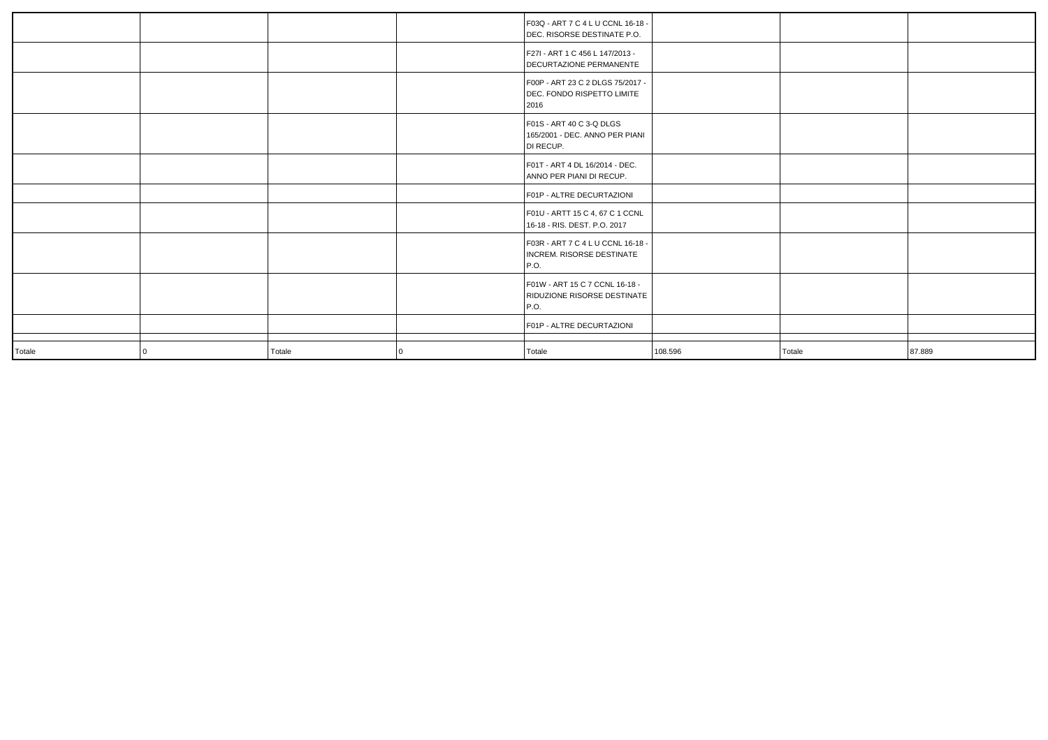| | | | | | | | |
|---|---|---|---|---|---|---|---|
| | | | | F03Q - ART 7 C 4 L U CCNL 16-18 - DEC. RISORSE DESTINATE P.O. | | | |
| | | | | F27I - ART 1 C 456 L 147/2013 - DECURTAZIONE PERMANENTE | | | |
| | | | | F00P - ART 23 C 2 DLGS 75/2017 - DEC. FONDO RISPETTO LIMITE 2016 | | | |
| | | | | F01S - ART 40 C 3-Q DLGS 165/2001 - DEC. ANNO PER PIANI DI RECUP. | | | |
| | | | | F01T - ART 4 DL 16/2014 - DEC. ANNO PER PIANI DI RECUP. | | | |
| | | | | F01P - ALTRE DECURTAZIONI | | | |
| | | | | F01U - ARTT 15 C 4, 67 C 1 CCNL 16-18 - RIS. DEST. P.O. 2017 | | | |
| | | | | F03R - ART 7 C 4 L U CCNL 16-18 - INCREM. RISORSE DESTINATE P.O. | | | |
| | | | | F01W - ART 15 C 7 CCNL 16-18 - RIDUZIONE RISORSE DESTINATE P.O. | | | |
| | | | | F01P - ALTRE DECURTAZIONI | | | |
| | | | | | | | |
| Totale | 0 | Totale | 0 | Totale | 108.596 | Totale | 87.889 |